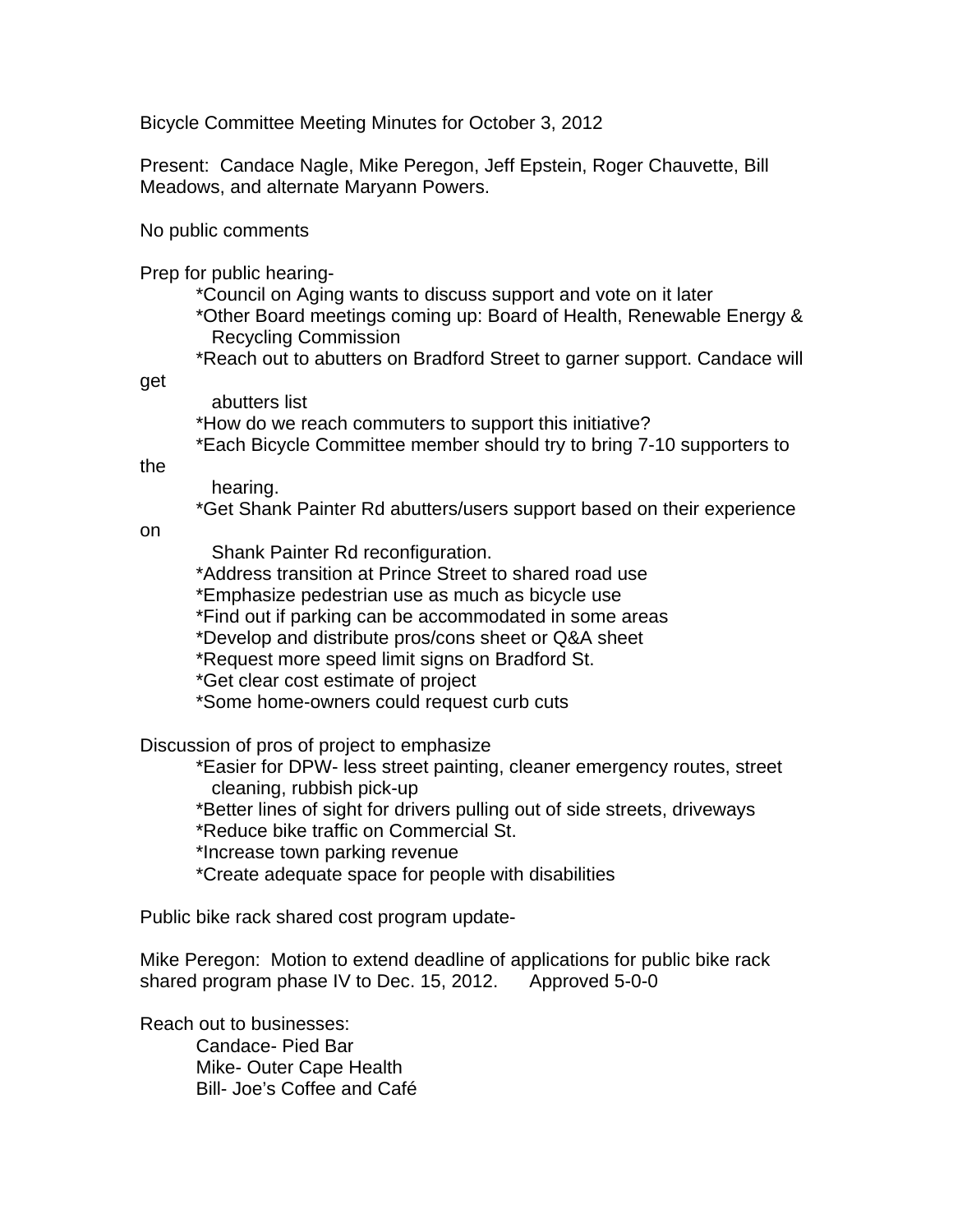Bicycle Committee Meeting Minutes for October 3, 2012

Present: Candace Nagle, Mike Peregon, Jeff Epstein, Roger Chauvette, Bill Meadows, and alternate Maryann Powers.

No public comments

Prep for public hearing-

- *Council on Aging wants to discuss support and vote on it later
- *Other Board meetings coming up: Board of Health, Renewable Energy & Recycling Commission
- *Reach out to abutters on Bradford Street to garner support. Candace will get abutters list
- *How do we reach commuters to support this initiative?
- *Each Bicycle Committee member should try to bring 7-10 supporters to the hearing.
- *Get Shank Painter Rd abutters/users support based on their experience on Shank Painter Rd reconfiguration.
- *Address transition at Prince Street to shared road use
- *Emphasize pedestrian use as much as bicycle use
- *Find out if parking can be accommodated in some areas
- *Develop and distribute pros/cons sheet or Q&A sheet
- *Request more speed limit signs on Bradford St.
- *Get clear cost estimate of project
- *Some home-owners could request curb cuts

Discussion of pros of project to emphasize

- *Easier for DPW- less street painting, cleaner emergency routes, street cleaning, rubbish pick-up
- *Better lines of sight for drivers pulling out of side streets, driveways
- *Reduce bike traffic on Commercial St.
- *Increase town parking revenue
- *Create adequate space for people with disabilities

Public bike rack shared cost program update-

Mike Peregon: Motion to extend deadline of applications for public bike rack shared program phase IV to Dec. 15, 2012. Approved 5-0-0

Reach out to businesses:

- Candace- Pied Bar
- Mike- Outer Cape Health
- Bill- Joe's Coffee and Café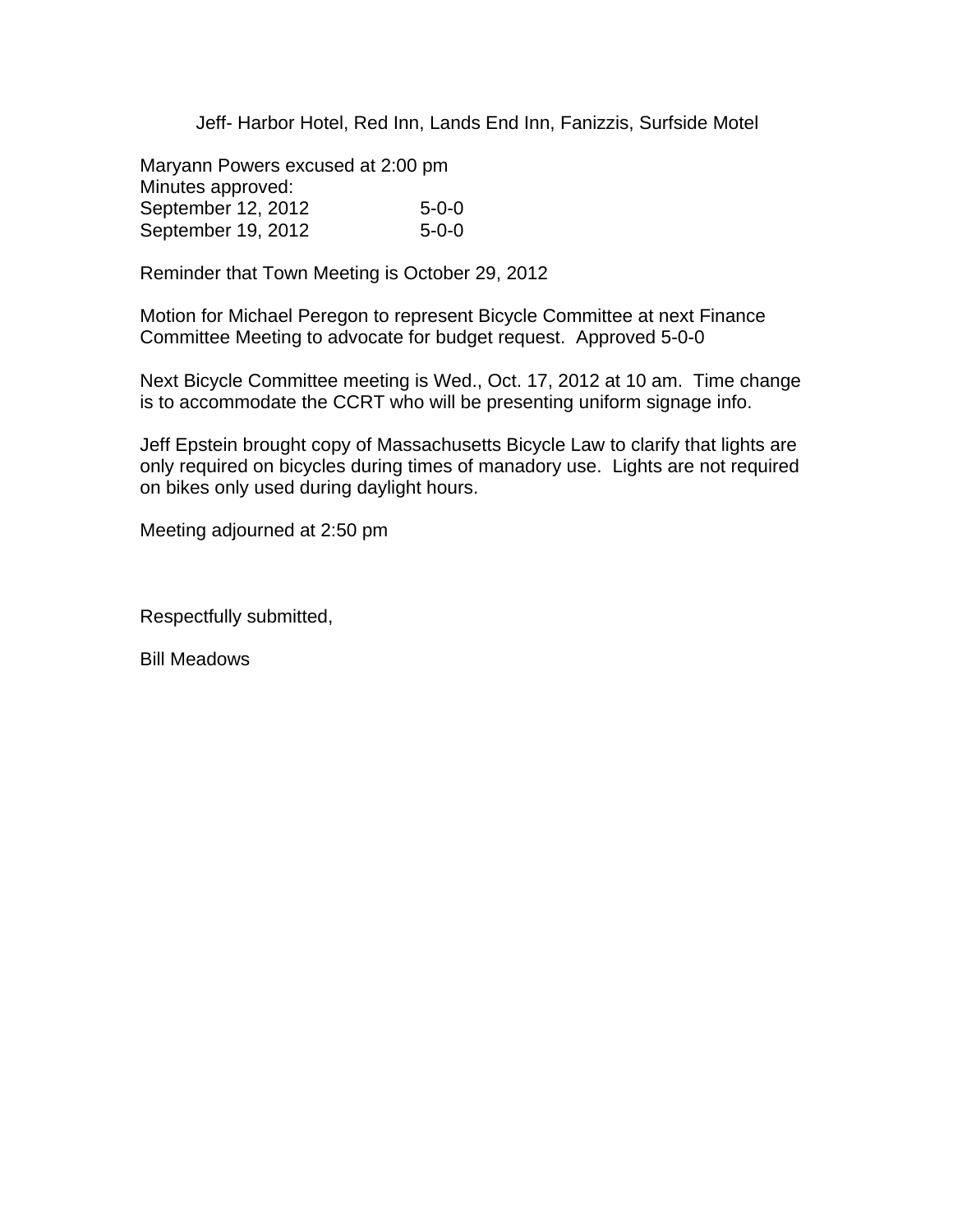Jeff- Harbor Hotel, Red Inn, Lands End Inn, Fanizzis, Surfside Motel

Maryann Powers excused at 2:00 pm
Minutes approved:

| | |
|---|---|
| September 12, 2012 | 5-0-0 |
| September 19, 2012 | 5-0-0 |

Reminder that Town Meeting is October 29, 2012

Motion for Michael Peregon to represent Bicycle Committee at next Finance Committee Meeting to advocate for budget request. Approved 5-0-0

Next Bicycle Committee meeting is Wed., Oct. 17, 2012 at 10 am. Time change is to accommodate the CCRT who will be presenting uniform signage info.

Jeff Epstein brought copy of Massachusetts Bicycle Law to clarify that lights are only required on bicycles during times of manadory use. Lights are not required on bikes only used during daylight hours.

Meeting adjourned at 2:50 pm

Respectfully submitted,

Bill Meadows